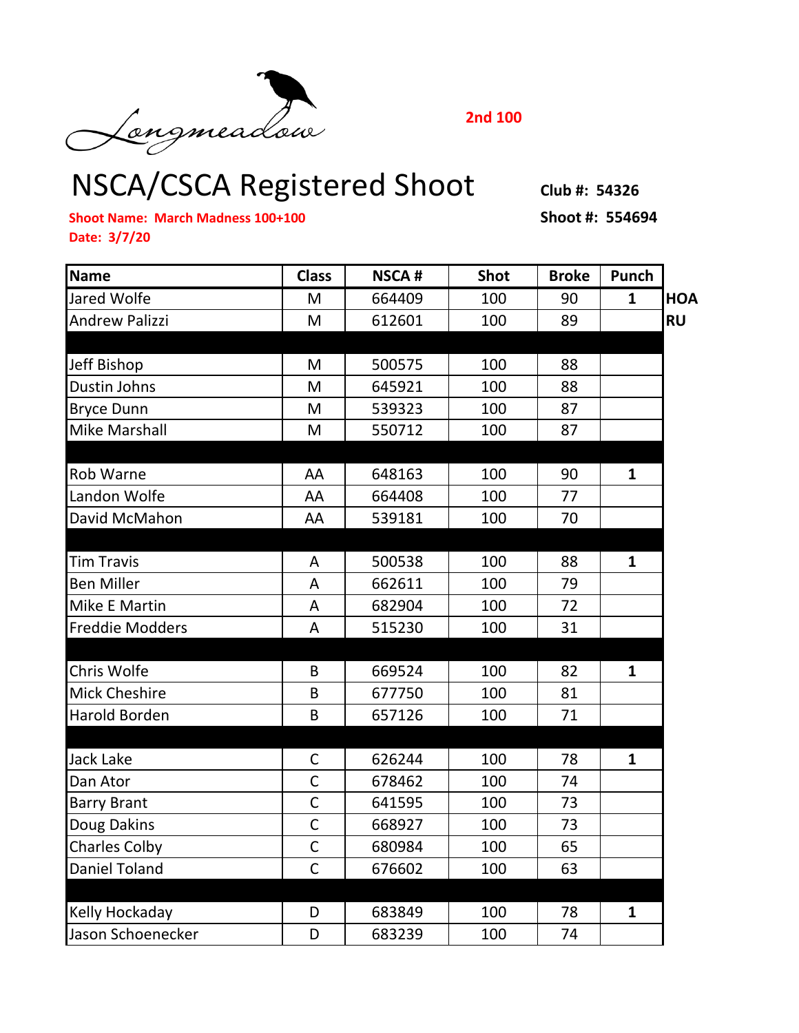Longmeadow

**2nd 100**

# NSCA/CSCA Registered Shoot

**Club #: 54326**

**Shoot Name: March Madness 100+100**

**Shoot #: 554694**

**Date: 3/7/20**

| Name | Class | NSCA # | Shot | Broke | Punch | |
|---|---|---|---|---|---|---|
| Jared Wolfe | M | 664409 | 100 | 90 | 1 | HOA |
| Andrew Palizzi | M | 612601 | 100 | 89 | | RU |
| | | | | | | |
| Jeff Bishop | M | 500575 | 100 | 88 | | |
| Dustin Johns | M | 645921 | 100 | 88 | | |
| Bryce Dunn | M | 539323 | 100 | 87 | | |
| Mike Marshall | M | 550712 | 100 | 87 | | |
| | | | | | | |
| Rob Warne | AA | 648163 | 100 | 90 | 1 | |
| Landon Wolfe | AA | 664408 | 100 | 77 | | |
| David McMahon | AA | 539181 | 100 | 70 | | |
| | | | | | | |
| Tim Travis | A | 500538 | 100 | 88 | 1 | |
| Ben Miller | A | 662611 | 100 | 79 | | |
| Mike E Martin | A | 682904 | 100 | 72 | | |
| Freddie Modders | A | 515230 | 100 | 31 | | |
| | | | | | | |
| Chris Wolfe | B | 669524 | 100 | 82 | 1 | |
| Mick Cheshire | B | 677750 | 100 | 81 | | |
| Harold Borden | B | 657126 | 100 | 71 | | |
| | | | | | | |
| Jack Lake | C | 626244 | 100 | 78 | 1 | |
| Dan Ator | C | 678462 | 100 | 74 | | |
| Barry Brant | C | 641595 | 100 | 73 | | |
| Doug Dakins | C | 668927 | 100 | 73 | | |
| Charles Colby | C | 680984 | 100 | 65 | | |
| Daniel Toland | C | 676602 | 100 | 63 | | |
| | | | | | | |
| Kelly Hockaday | D | 683849 | 100 | 78 | 1 | |
| Jason Schoenecker | D | 683239 | 100 | 74 | | |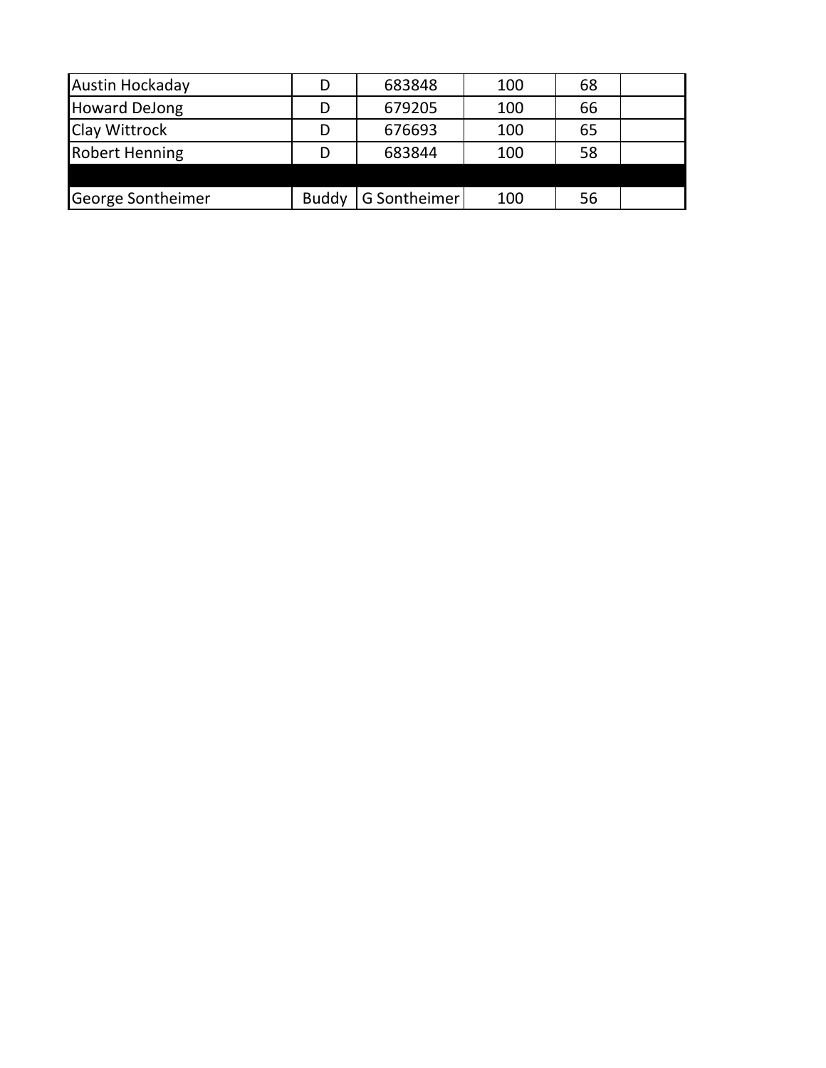| | | | | | |
|---|---|---|---|---|---|
| Austin Hockaday | D | 683848 | 100 | 68 | |
| Howard DeJong | D | 679205 | 100 | 66 | |
| Clay Wittrock | D | 676693 | 100 | 65 | |
| Robert Henning | D | 683844 | 100 | 58 | |
| | | | | | |
| George Sontheimer | Buddy | G Sontheimer | 100 | 56 | |